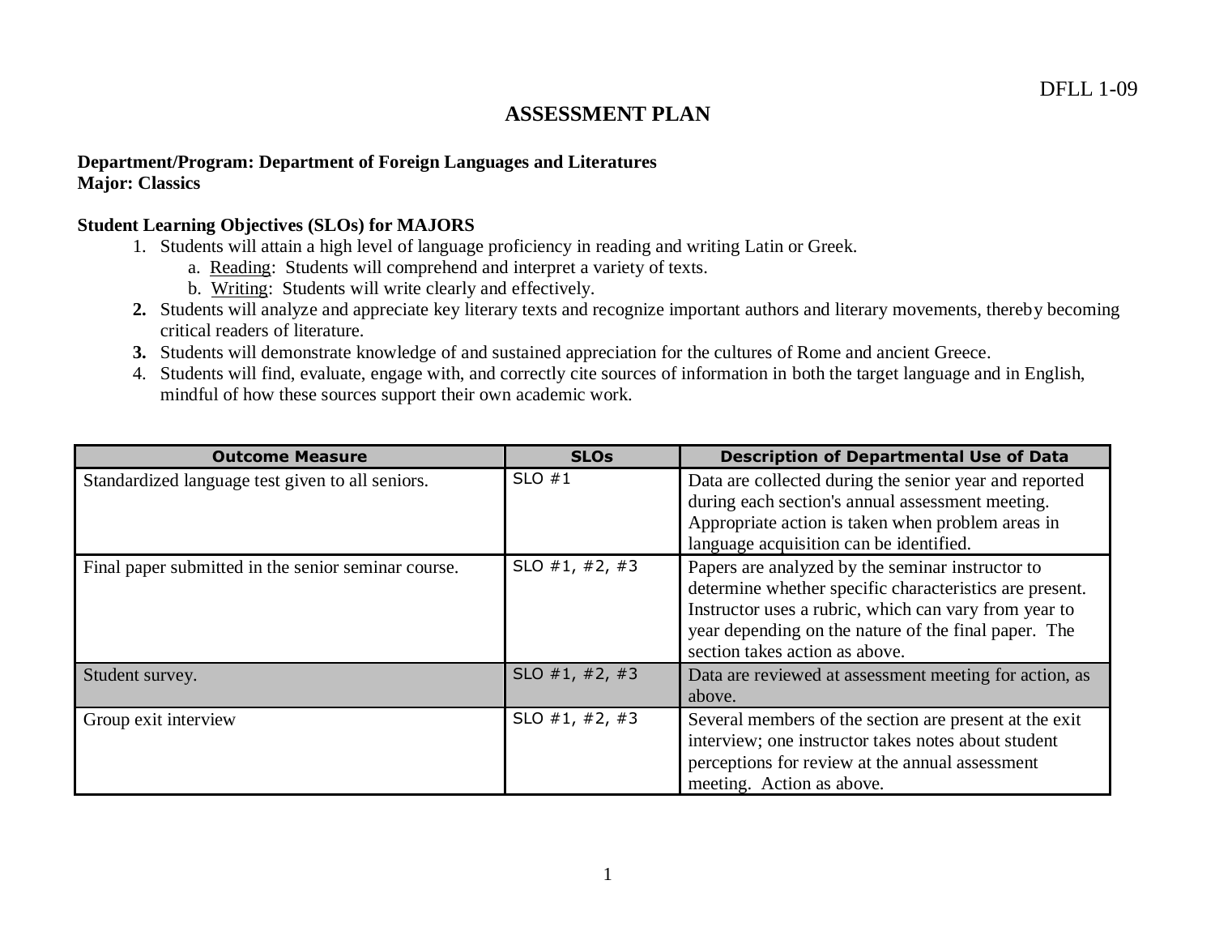DFLL 1-09

# ASSESSMENT PLAN

**Department/Program: Department of Foreign Languages and Literatures**
**Major: Classics**

**Student Learning Objectives (SLOs) for MAJORS**

1. Students will attain a high level of language proficiency in reading and writing Latin or Greek.
   a. Reading: Students will comprehend and interpret a variety of texts.
   b. Writing: Students will write clearly and effectively.
2. Students will analyze and appreciate key literary texts and recognize important authors and literary movements, thereby becoming critical readers of literature.
3. Students will demonstrate knowledge of and sustained appreciation for the cultures of Rome and ancient Greece.
4. Students will find, evaluate, engage with, and correctly cite sources of information in both the target language and in English, mindful of how these sources support their own academic work.

| Outcome Measure | SLOs | Description of Departmental Use of Data |
|---|---|---|
| Standardized language test given to all seniors. | SLO #1 | Data are collected during the senior year and reported during each section's annual assessment meeting. Appropriate action is taken when problem areas in language acquisition can be identified. |
| Final paper submitted in the senior seminar course. | SLO #1, #2, #3 | Papers are analyzed by the seminar instructor to determine whether specific characteristics are present. Instructor uses a rubric, which can vary from year to year depending on the nature of the final paper. The section takes action as above. |
| Student survey. | SLO #1, #2, #3 | Data are reviewed at assessment meeting for action, as above. |
| Group exit interview | SLO #1, #2, #3 | Several members of the section are present at the exit interview; one instructor takes notes about student perceptions for review at the annual assessment meeting. Action as above. |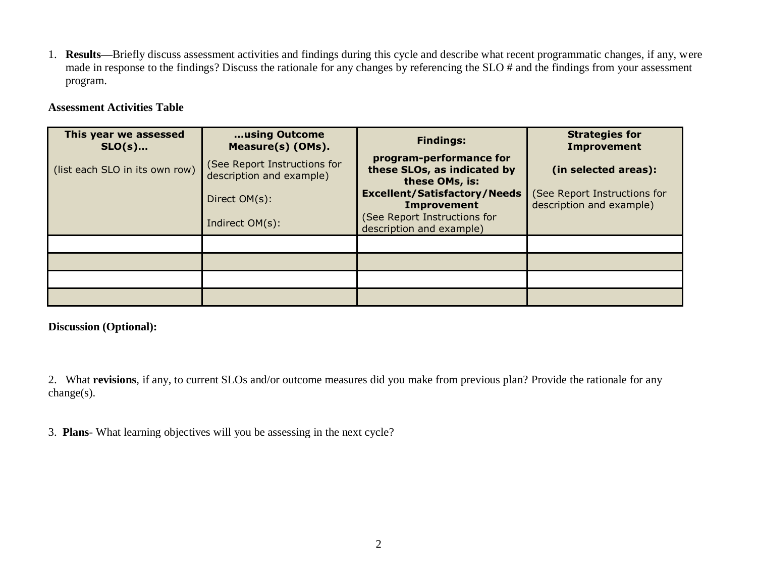1. **Results**—Briefly discuss assessment activities and findings during this cycle and describe what recent programmatic changes, if any, were made in response to the findings? Discuss the rationale for any changes by referencing the SLO # and the findings from your assessment program.

**Assessment Activities Table**

| **This year we assessed SLO(s)…** (list each SLO in its own row) | **…using Outcome Measure(s) (OMs).** (See Report Instructions for description and example) Direct OM(s): Indirect OM(s): | **Findings: program-performance for these SLOs, as indicated by these OMs, is: Excellent/Satisfactory/Needs Improvement** (See Report Instructions for description and example) | **Strategies for Improvement (in selected areas):** (See Report Instructions for description and example) |
|---|---|---|---|
| | | | |
| | | | |
| | | | |
| | | | |

**Discussion (Optional):**

2. What **revisions**, if any, to current SLOs and/or outcome measures did you make from previous plan? Provide the rationale for any change(s).

3. **Plans**- What learning objectives will you be assessing in the next cycle?